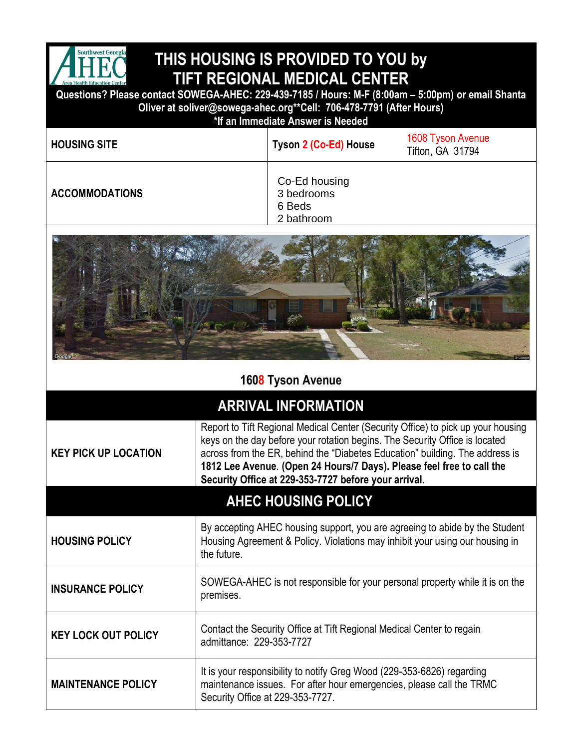# THIS HOUSING IS PROVIDED TO YOU by TIFT REGIONAL MEDICAL CENTER

**Questions? Please contact SOWEGA-AHEC: 229-439-7185 / Hours: M-F (8:00am – 5:00pm) or email Shanta Oliver at soliver@sowega-ahec.org**Cell: 706-478-7791 (After Hours)**
***If an Immediate Answer is Needed**

| | | |
|---|---|---|
| **HOUSING SITE** | **Tyson 2 (Co-Ed) House** | 1608 Tyson Avenue<br>Tifton, GA 31794 |
| **ACCOMMODATIONS** | Co-Ed housing<br>3 bedrooms<br>6 Beds<br>2 bathroom | |

**1608 Tyson Avenue**

## ARRIVAL INFORMATION

| | |
|---|---|
| **KEY PICK UP LOCATION** | Report to Tift Regional Medical Center (Security Office) to pick up your housing keys on the day before your rotation begins. The Security Office is located across from the ER, behind the "Diabetes Education" building. The address is **1812 Lee Avenue**. **(Open 24 Hours/7 Days). Please feel free to call the Security Office at 229-353-7727 before your arrival.** |

## AHEC HOUSING POLICY

| | |
|---|---|
| **HOUSING POLICY** | By accepting AHEC housing support, you are agreeing to abide by the Student Housing Agreement & Policy. Violations may inhibit your using our housing in the future. |
| **INSURANCE POLICY** | SOWEGA-AHEC is not responsible for your personal property while it is on the premises. |
| **KEY LOCK OUT POLICY** | Contact the Security Office at Tift Regional Medical Center to regain admittance: 229-353-7727 |
| **MAINTENANCE POLICY** | It is your responsibility to notify Greg Wood (229-353-6826) regarding maintenance issues. For after hour emergencies, please call the TRMC Security Office at 229-353-7727. |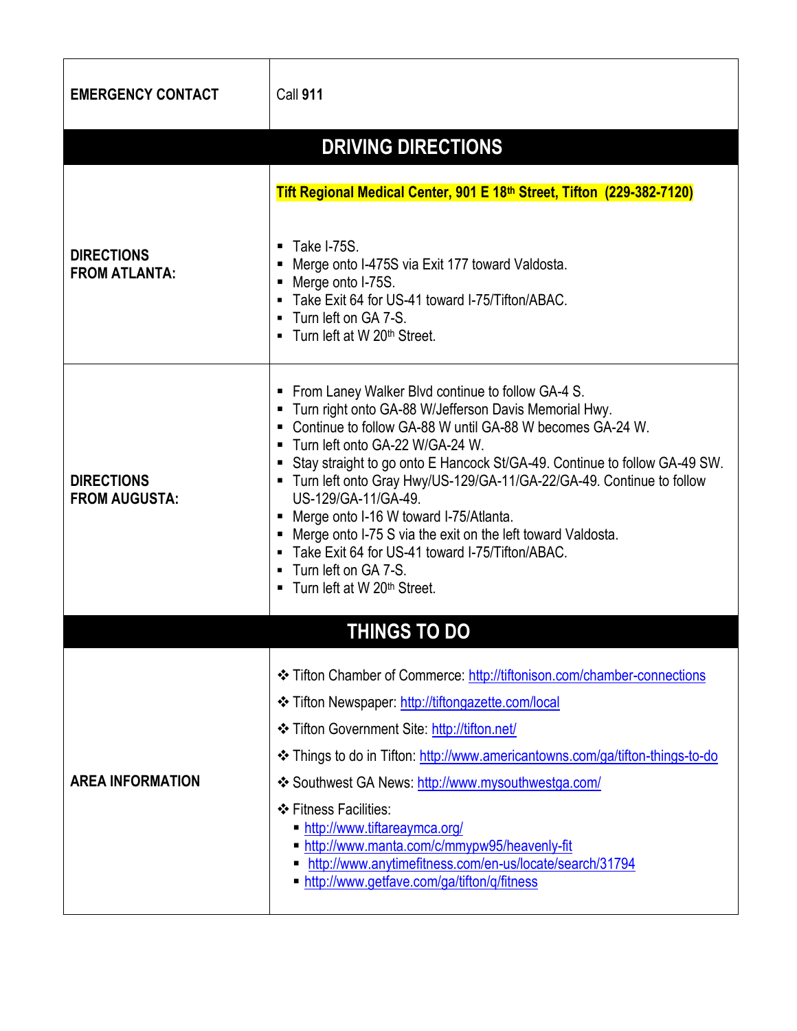| | |
|---|---|
| **EMERGENCY CONTACT** | Call **911** |
| **DRIVING DIRECTIONS** | |
| **DIRECTIONS FROM ATLANTA:** | **Tift Regional Medical Center, 901 E 18th Street, Tifton (229-382-7120)**<br><br>▪ Take I-75S.<br>▪ Merge onto I-475S via Exit 177 toward Valdosta.<br>▪ Merge onto I-75S.<br>▪ Take Exit 64 for US-41 toward I-75/Tifton/ABAC.<br>▪ Turn left on GA 7-S.<br>▪ Turn left at W 20th Street. |
| **DIRECTIONS FROM AUGUSTA:** | ▪ From Laney Walker Blvd continue to follow GA-4 S.<br>▪ Turn right onto GA-88 W/Jefferson Davis Memorial Hwy.<br>▪ Continue to follow GA-88 W until GA-88 W becomes GA-24 W.<br>▪ Turn left onto GA-22 W/GA-24 W.<br>▪ Stay straight to go onto E Hancock St/GA-49. Continue to follow GA-49 SW.<br>▪ Turn left onto Gray Hwy/US-129/GA-11/GA-22/GA-49. Continue to follow US-129/GA-11/GA-49.<br>▪ Merge onto I-16 W toward I-75/Atlanta.<br>▪ Merge onto I-75 S via the exit on the left toward Valdosta.<br>▪ Take Exit 64 for US-41 toward I-75/Tifton/ABAC.<br>▪ Turn left on GA 7-S.<br>▪ Turn left at W 20th Street. |
| **THINGS TO DO** | |
| **AREA INFORMATION** | ❖ Tifton Chamber of Commerce: http://tiftonison.com/chamber-connections<br>❖ Tifton Newspaper: http://tiftongazette.com/local<br>❖ Tifton Government Site: http://tifton.net/<br>❖ Things to do in Tifton: http://www.americantowns.com/ga/tifton-things-to-do<br>❖ Southwest GA News: http://www.mysouthwestga.com/<br>❖ Fitness Facilities:<br>▪ http://www.tiftareaymca.org/<br>▪ http://www.manta.com/c/mmypw95/heavenly-fit<br>▪ http://www.anytimefitness.com/en-us/locate/search/31794<br>▪ http://www.getfave.com/ga/tifton/q/fitness |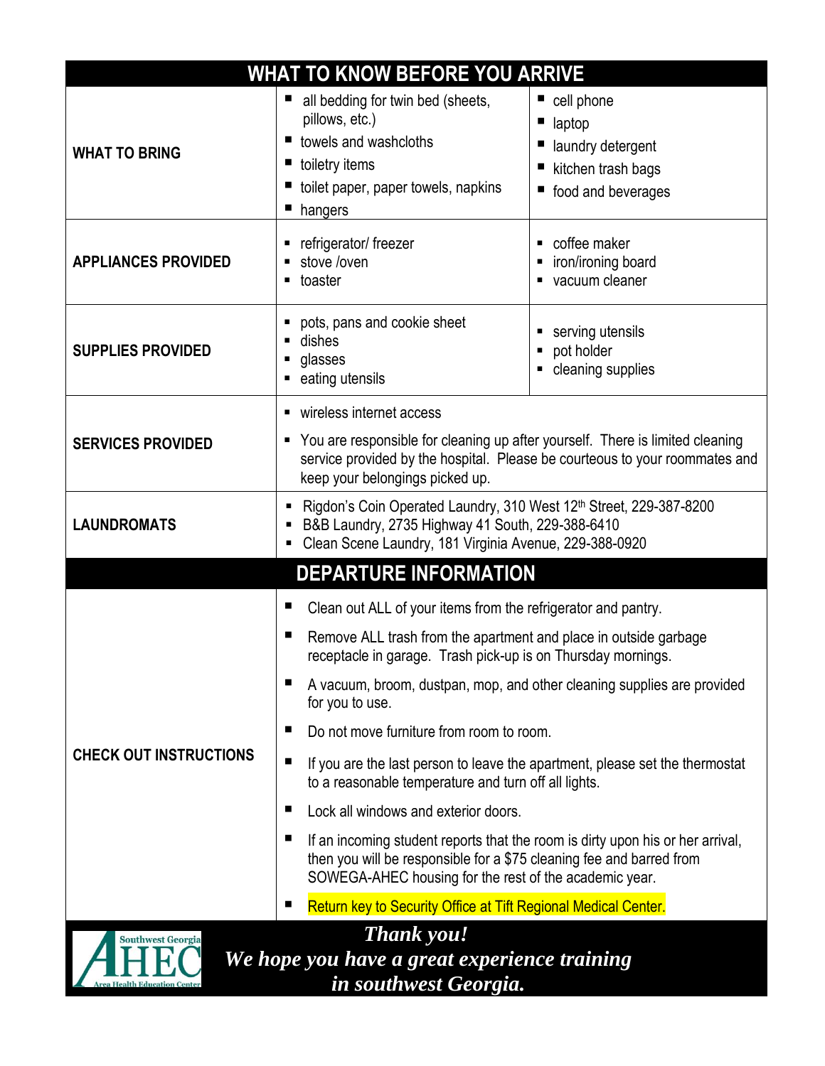## WHAT TO KNOW BEFORE YOU ARRIVE

| | | |
|---|---|---|
| **WHAT TO BRING** | ▪ all bedding for twin bed (sheets, pillows, etc.)<br>▪ towels and washcloths<br>▪ toiletry items<br>▪ toilet paper, paper towels, napkins<br>▪ hangers | ▪ cell phone<br>▪ laptop<br>▪ laundry detergent<br>▪ kitchen trash bags<br>▪ food and beverages |
| **APPLIANCES PROVIDED** | ▪ refrigerator/ freezer<br>▪ stove /oven<br>▪ toaster | ▪ coffee maker<br>▪ iron/ironing board<br>▪ vacuum cleaner |
| **SUPPLIES PROVIDED** | ▪ pots, pans and cookie sheet<br>▪ dishes<br>▪ glasses<br>▪ eating utensils | ▪ serving utensils<br>▪ pot holder<br>▪ cleaning supplies |
| **SERVICES PROVIDED** | ▪ wireless internet access<br>▪ You are responsible for cleaning up after yourself. There is limited cleaning service provided by the hospital. Please be courteous to your roommates and keep your belongings picked up. | |
| **LAUNDROMATS** | ▪ Rigdon's Coin Operated Laundry, 310 West 12th Street, 229-387-8200<br>▪ B&B Laundry, 2735 Highway 41 South, 229-388-6410<br>▪ Clean Scene Laundry, 181 Virginia Avenue, 229-388-0920 | |

## DEPARTURE INFORMATION

| | |
|---|---|
| **CHECK OUT INSTRUCTIONS** | ▪ Clean out ALL of your items from the refrigerator and pantry.<br>▪ Remove ALL trash from the apartment and place in outside garbage receptacle in garage. Trash pick-up is on Thursday mornings.<br>▪ A vacuum, broom, dustpan, mop, and other cleaning supplies are provided for you to use.<br>▪ Do not move furniture from room to room.<br>▪ If you are the last person to leave the apartment, please set the thermostat to a reasonable temperature and turn off all lights.<br>▪ Lock all windows and exterior doors.<br>▪ If an incoming student reports that the room is dirty upon his or her arrival, then you will be responsible for a $75 cleaning fee and barred from SOWEGA-AHEC housing for the rest of the academic year.<br>▪ Return key to Security Office at Tift Regional Medical Center. |

Southwest Georgia AHEC Area Health Education Center

***Thank you!***
***We hope you have a great experience training in southwest Georgia.***